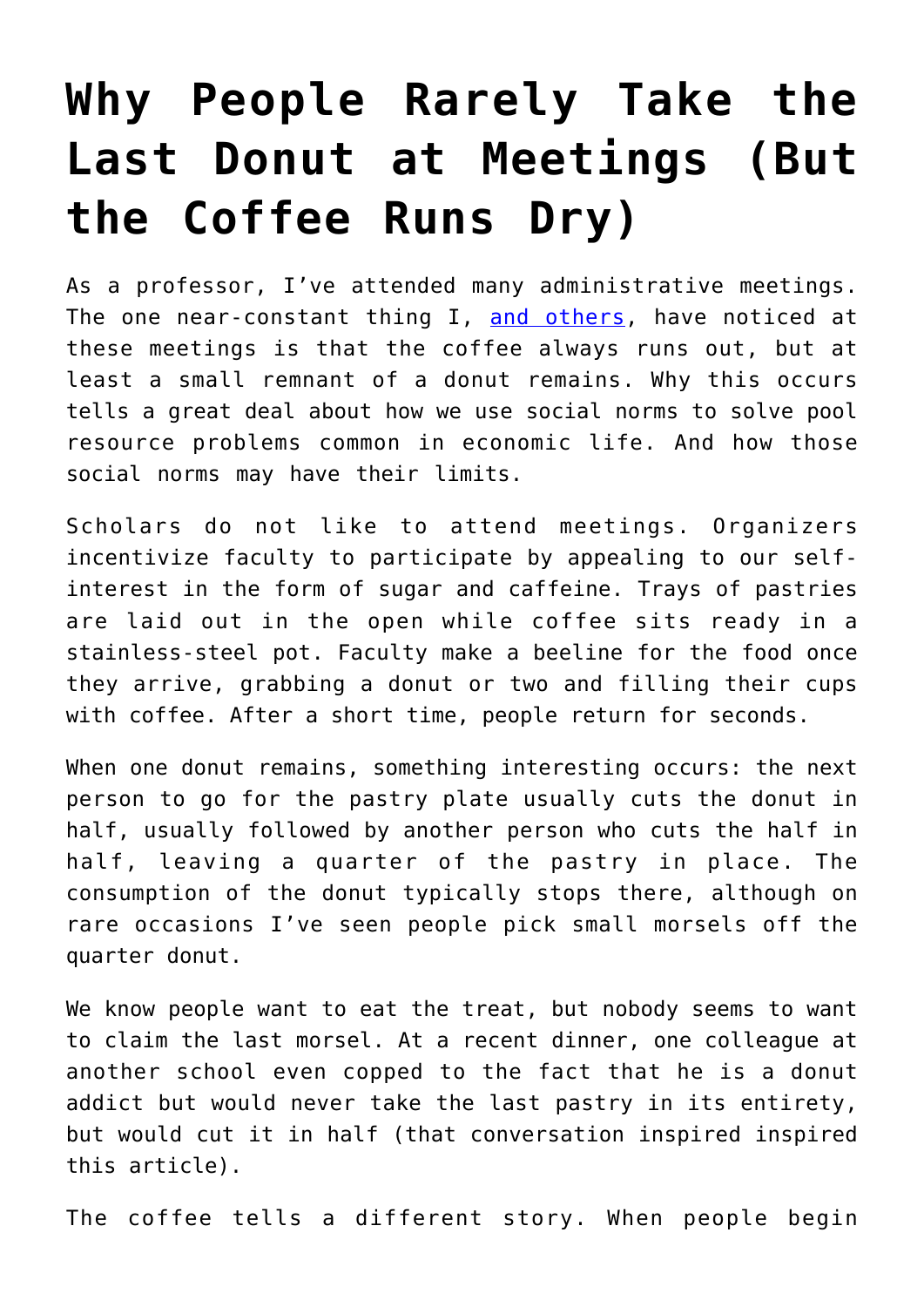# Why People Rarely Take the Last Donut at Meetings (But the Coffee Runs Dry)

As a professor, I've attended many administrative meetings. The one near-constant thing I, [and others](), have noticed at these meetings is that the coffee always runs out, but at least a small remnant of a donut remains. Why this occurs tells a great deal about how we use social norms to solve pool resource problems common in economic life. And how those social norms may have their limits.

Scholars do not like to attend meetings. Organizers incentivize faculty to participate by appealing to our self-interest in the form of sugar and caffeine. Trays of pastries are laid out in the open while coffee sits ready in a stainless-steel pot. Faculty make a beeline for the food once they arrive, grabbing a donut or two and filling their cups with coffee. After a short time, people return for seconds.

When one donut remains, something interesting occurs: the next person to go for the pastry plate usually cuts the donut in half, usually followed by another person who cuts the half in half, leaving a quarter of the pastry in place. The consumption of the donut typically stops there, although on rare occasions I've seen people pick small morsels off the quarter donut.

We know people want to eat the treat, but nobody seems to want to claim the last morsel. At a recent dinner, one colleague at another school even copped to the fact that he is a donut addict but would never take the last pastry in its entirety, but would cut it in half (that conversation inspired inspired this article).

The coffee tells a different story. When people begin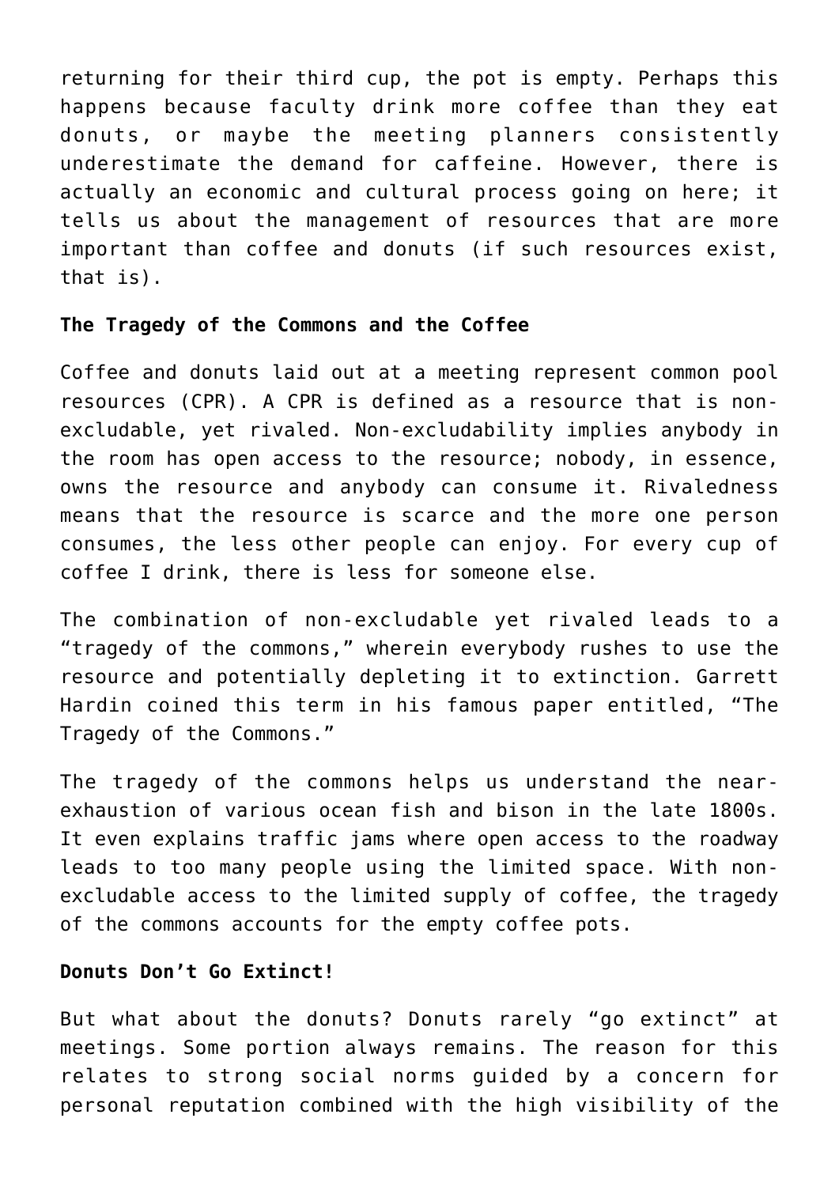returning for their third cup, the pot is empty. Perhaps this happens because faculty drink more coffee than they eat donuts, or maybe the meeting planners consistently underestimate the demand for caffeine. However, there is actually an economic and cultural process going on here; it tells us about the management of resources that are more important than coffee and donuts (if such resources exist, that is).

**The Tragedy of the Commons and the Coffee**

Coffee and donuts laid out at a meeting represent common pool resources (CPR). A CPR is defined as a resource that is non-excludable, yet rivaled. Non-excludability implies anybody in the room has open access to the resource; nobody, in essence, owns the resource and anybody can consume it. Rivaledness means that the resource is scarce and the more one person consumes, the less other people can enjoy. For every cup of coffee I drink, there is less for someone else.

The combination of non-excludable yet rivaled leads to a "tragedy of the commons," wherein everybody rushes to use the resource and potentially depleting it to extinction. Garrett Hardin coined this term in his famous paper entitled, "The Tragedy of the Commons."

The tragedy of the commons helps us understand the near-exhaustion of various ocean fish and bison in the late 1800s. It even explains traffic jams where open access to the roadway leads to too many people using the limited space. With non-excludable access to the limited supply of coffee, the tragedy of the commons accounts for the empty coffee pots.

**Donuts Don't Go Extinct!**

But what about the donuts? Donuts rarely "go extinct" at meetings. Some portion always remains. The reason for this relates to strong social norms guided by a concern for personal reputation combined with the high visibility of the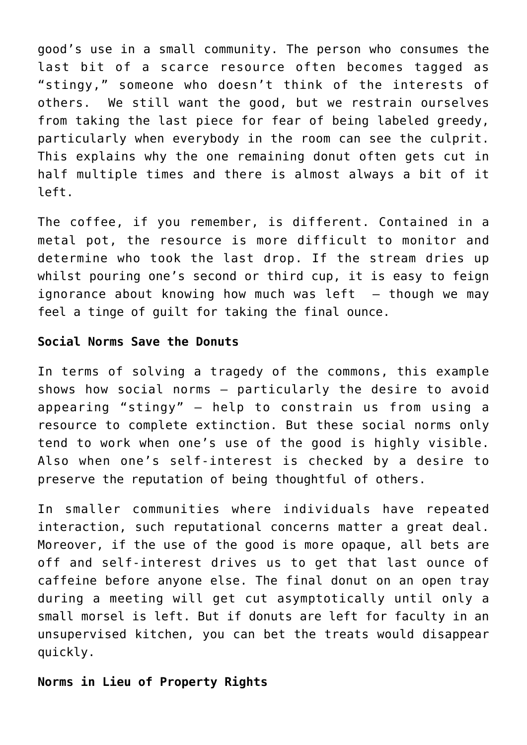good's use in a small community. The person who consumes the last bit of a scarce resource often becomes tagged as "stingy," someone who doesn't think of the interests of others. We still want the good, but we restrain ourselves from taking the last piece for fear of being labeled greedy, particularly when everybody in the room can see the culprit. This explains why the one remaining donut often gets cut in half multiple times and there is almost always a bit of it left.

The coffee, if you remember, is different. Contained in a metal pot, the resource is more difficult to monitor and determine who took the last drop. If the stream dries up whilst pouring one's second or third cup, it is easy to feign ignorance about knowing how much was left – though we may feel a tinge of guilt for taking the final ounce.

**Social Norms Save the Donuts**

In terms of solving a tragedy of the commons, this example shows how social norms – particularly the desire to avoid appearing "stingy" – help to constrain us from using a resource to complete extinction. But these social norms only tend to work when one's use of the good is highly visible. Also when one's self-interest is checked by a desire to preserve the reputation of being thoughtful of others.

In smaller communities where individuals have repeated interaction, such reputational concerns matter a great deal. Moreover, if the use of the good is more opaque, all bets are off and self-interest drives us to get that last ounce of caffeine before anyone else. The final donut on an open tray during a meeting will get cut asymptotically until only a small morsel is left. But if donuts are left for faculty in an unsupervised kitchen, you can bet the treats would disappear quickly.

**Norms in Lieu of Property Rights**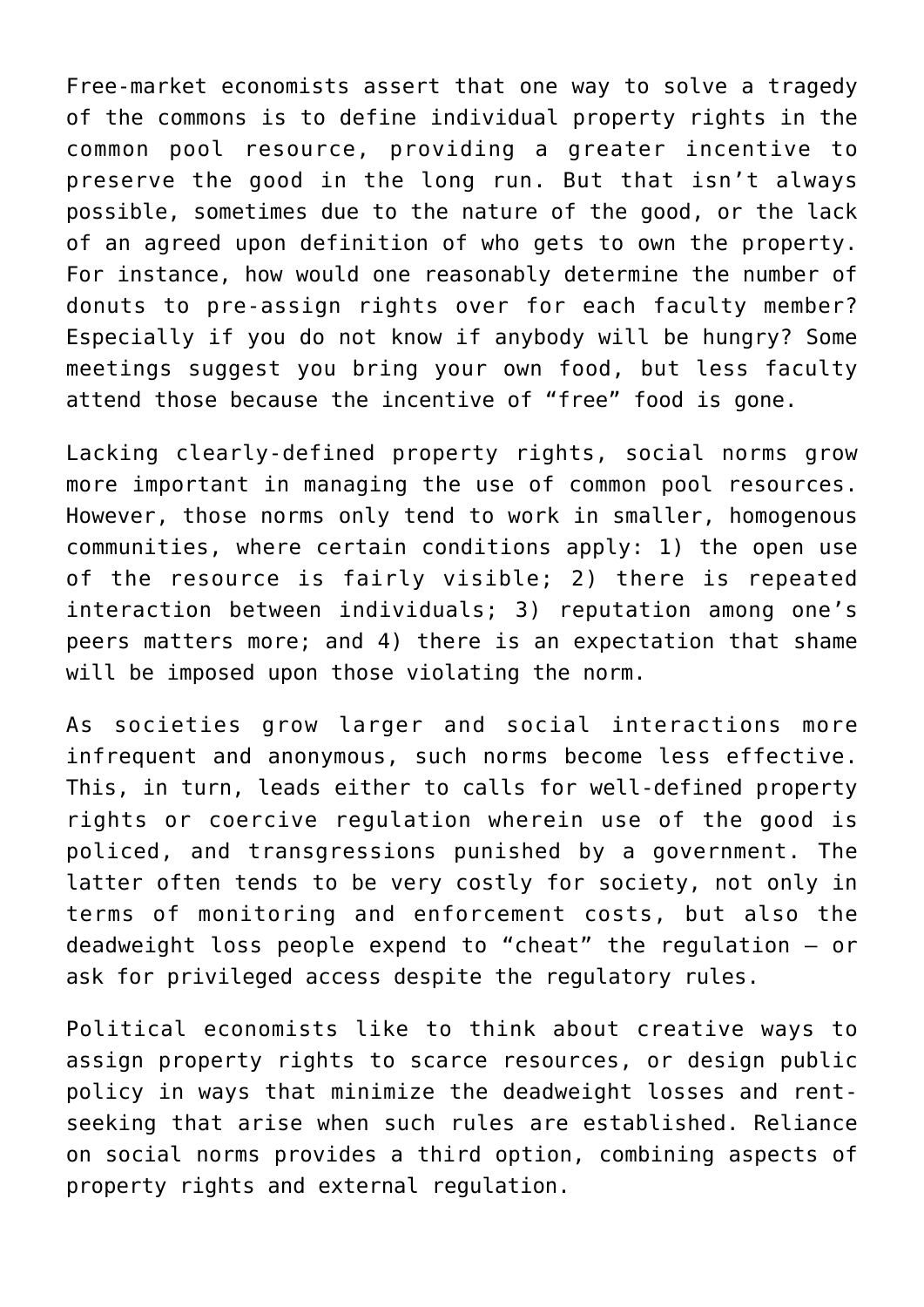Free-market economists assert that one way to solve a tragedy of the commons is to define individual property rights in the common pool resource, providing a greater incentive to preserve the good in the long run. But that isn't always possible, sometimes due to the nature of the good, or the lack of an agreed upon definition of who gets to own the property. For instance, how would one reasonably determine the number of donuts to pre-assign rights over for each faculty member? Especially if you do not know if anybody will be hungry? Some meetings suggest you bring your own food, but less faculty attend those because the incentive of "free" food is gone.

Lacking clearly-defined property rights, social norms grow more important in managing the use of common pool resources. However, those norms only tend to work in smaller, homogenous communities, where certain conditions apply: 1) the open use of the resource is fairly visible; 2) there is repeated interaction between individuals; 3) reputation among one's peers matters more; and 4) there is an expectation that shame will be imposed upon those violating the norm.

As societies grow larger and social interactions more infrequent and anonymous, such norms become less effective. This, in turn, leads either to calls for well-defined property rights or coercive regulation wherein use of the good is policed, and transgressions punished by a government. The latter often tends to be very costly for society, not only in terms of monitoring and enforcement costs, but also the deadweight loss people expend to "cheat" the regulation – or ask for privileged access despite the regulatory rules.

Political economists like to think about creative ways to assign property rights to scarce resources, or design public policy in ways that minimize the deadweight losses and rent-seeking that arise when such rules are established. Reliance on social norms provides a third option, combining aspects of property rights and external regulation.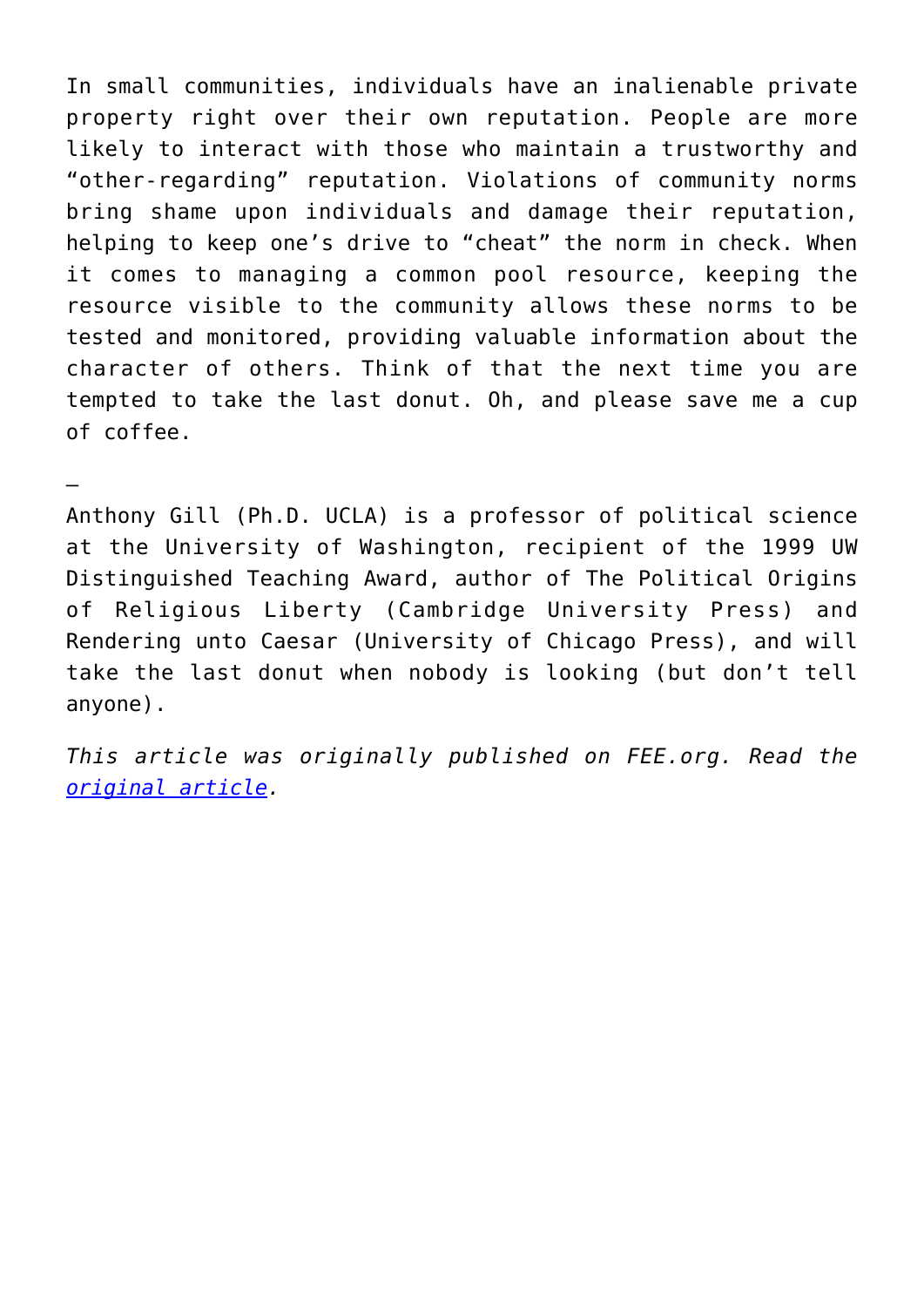In small communities, individuals have an inalienable private property right over their own reputation. People are more likely to interact with those who maintain a trustworthy and "other-regarding" reputation. Violations of community norms bring shame upon individuals and damage their reputation, helping to keep one's drive to "cheat" the norm in check. When it comes to managing a common pool resource, keeping the resource visible to the community allows these norms to be tested and monitored, providing valuable information about the character of others. Think of that the next time you are tempted to take the last donut. Oh, and please save me a cup of coffee.

—

Anthony Gill (Ph.D. UCLA) is a professor of political science at the University of Washington, recipient of the 1999 UW Distinguished Teaching Award, author of The Political Origins of Religious Liberty (Cambridge University Press) and Rendering unto Caesar (University of Chicago Press), and will take the last donut when nobody is looking (but don't tell anyone).

*This article was originally published on FEE.org. Read the original article.*